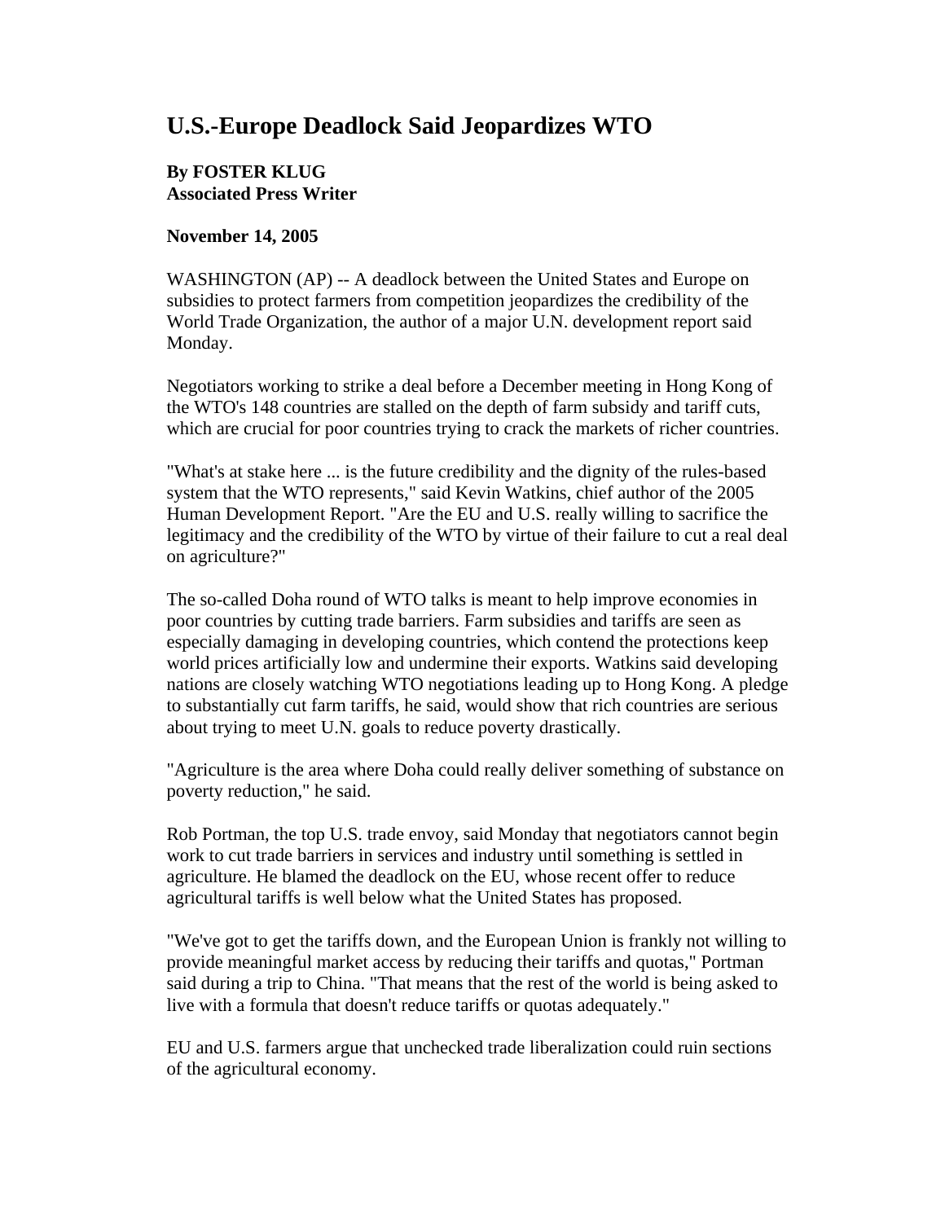# U.S.-Europe Deadlock Said Jeopardizes WTO

**By FOSTER KLUG**
**Associated Press Writer**

**November 14, 2005**

WASHINGTON (AP) -- A deadlock between the United States and Europe on subsidies to protect farmers from competition jeopardizes the credibility of the World Trade Organization, the author of a major U.N. development report said Monday.

Negotiators working to strike a deal before a December meeting in Hong Kong of the WTO's 148 countries are stalled on the depth of farm subsidy and tariff cuts, which are crucial for poor countries trying to crack the markets of richer countries.

"What's at stake here ... is the future credibility and the dignity of the rules-based system that the WTO represents," said Kevin Watkins, chief author of the 2005 Human Development Report. "Are the EU and U.S. really willing to sacrifice the legitimacy and the credibility of the WTO by virtue of their failure to cut a real deal on agriculture?"

The so-called Doha round of WTO talks is meant to help improve economies in poor countries by cutting trade barriers. Farm subsidies and tariffs are seen as especially damaging in developing countries, which contend the protections keep world prices artificially low and undermine their exports. Watkins said developing nations are closely watching WTO negotiations leading up to Hong Kong. A pledge to substantially cut farm tariffs, he said, would show that rich countries are serious about trying to meet U.N. goals to reduce poverty drastically.

"Agriculture is the area where Doha could really deliver something of substance on poverty reduction," he said.

Rob Portman, the top U.S. trade envoy, said Monday that negotiators cannot begin work to cut trade barriers in services and industry until something is settled in agriculture. He blamed the deadlock on the EU, whose recent offer to reduce agricultural tariffs is well below what the United States has proposed.

"We've got to get the tariffs down, and the European Union is frankly not willing to provide meaningful market access by reducing their tariffs and quotas," Portman said during a trip to China. "That means that the rest of the world is being asked to live with a formula that doesn't reduce tariffs or quotas adequately."

EU and U.S. farmers argue that unchecked trade liberalization could ruin sections of the agricultural economy.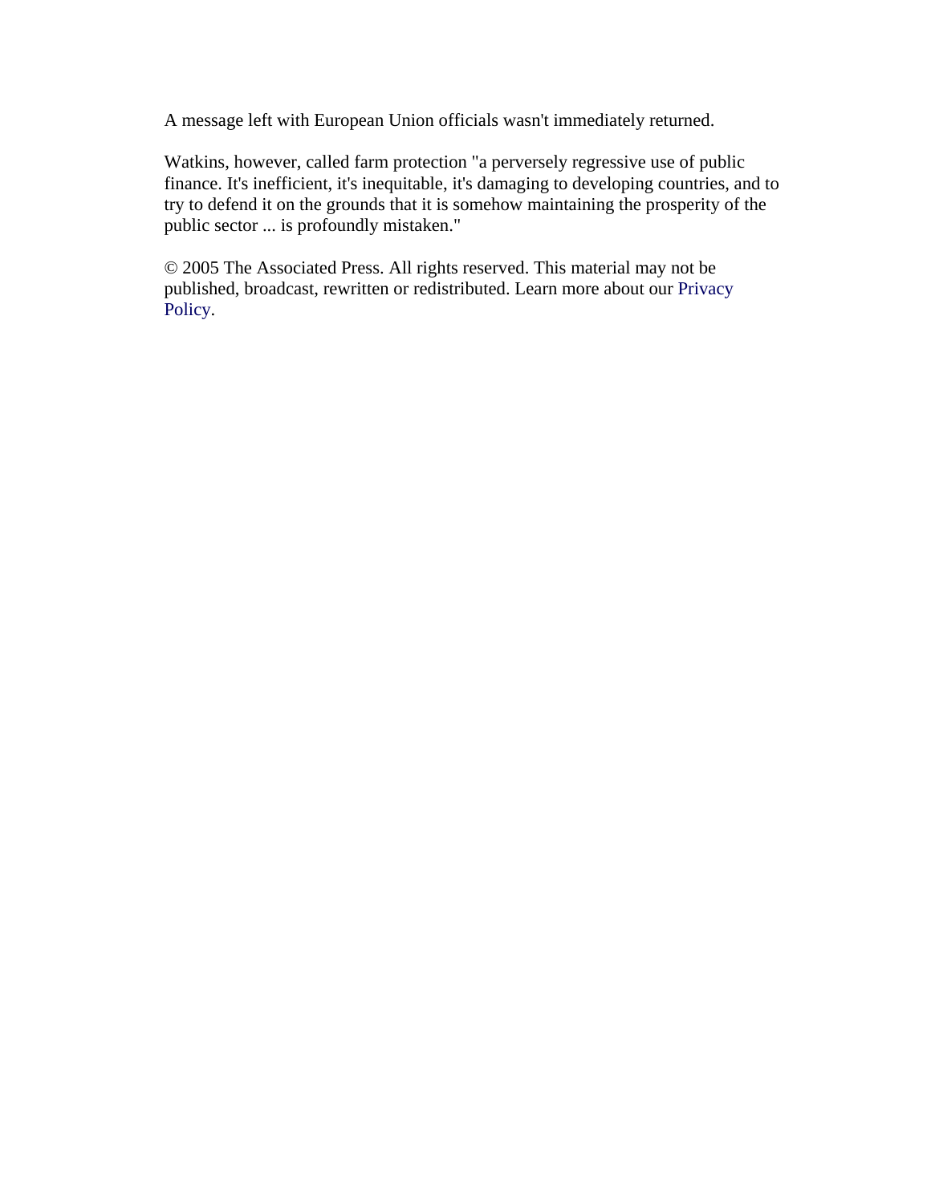A message left with European Union officials wasn't immediately returned.

Watkins, however, called farm protection "a perversely regressive use of public finance. It's inefficient, it's inequitable, it's damaging to developing countries, and to try to defend it on the grounds that it is somehow maintaining the prosperity of the public sector ... is profoundly mistaken."

© 2005 The Associated Press. All rights reserved. This material may not be published, broadcast, rewritten or redistributed. Learn more about our Privacy Policy.